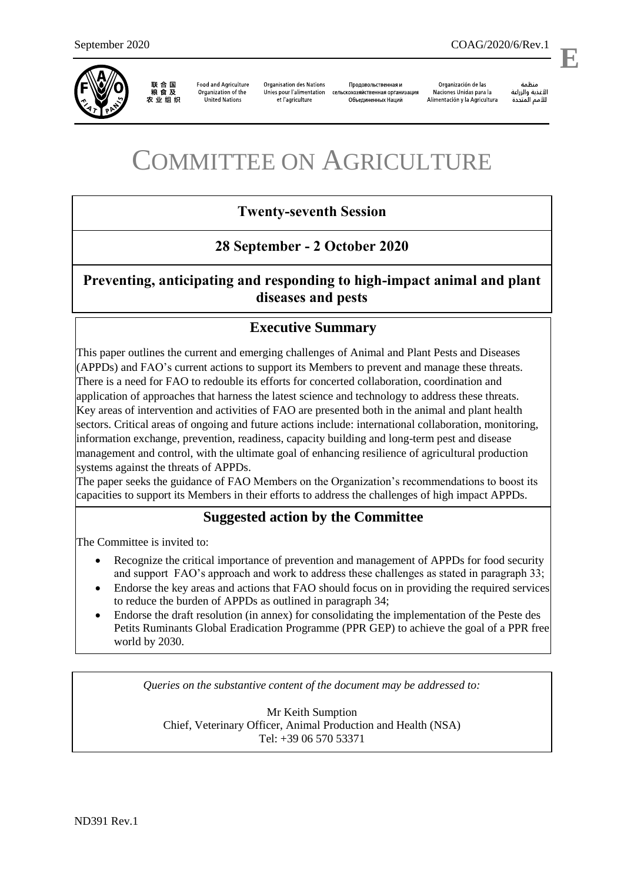September 2020 COAG/2020/6/Rev.1

**E**

联合国粮食及农业组织 | Food and Agriculture Organization of the United Nations | Organisation des Nations Unies pour l'alimentation et l'agriculture | Продовольственная и сельскохозяйственная организация Объединенных Наций | Organización de las Naciones Unidas para la Alimentación y la Agricultura | منظمة الأغذية والزراعة للأمم المتحدة

# COMMITTEE ON AGRICULTURE

## Twenty-seventh Session

## 28 September - 2 October 2020

## Preventing, anticipating and responding to high-impact animal and plant diseases and pests

## Executive Summary

This paper outlines the current and emerging challenges of Animal and Plant Pests and Diseases (APPDs) and FAO's current actions to support its Members to prevent and manage these threats. There is a need for FAO to redouble its efforts for concerted collaboration, coordination and application of approaches that harness the latest science and technology to address these threats. Key areas of intervention and activities of FAO are presented both in the animal and plant health sectors. Critical areas of ongoing and future actions include: international collaboration, monitoring, information exchange, prevention, readiness, capacity building and long-term pest and disease management and control, with the ultimate goal of enhancing resilience of agricultural production systems against the threats of APPDs.

The paper seeks the guidance of FAO Members on the Organization's recommendations to boost its capacities to support its Members in their efforts to address the challenges of high impact APPDs.

## Suggested action by the Committee

The Committee is invited to:

- Recognize the critical importance of prevention and management of APPDs for food security and support FAO's approach and work to address these challenges as stated in paragraph 33;
- Endorse the key areas and actions that FAO should focus on in providing the required services to reduce the burden of APPDs as outlined in paragraph 34;
- Endorse the draft resolution (in annex) for consolidating the implementation of the Peste des Petits Ruminants Global Eradication Programme (PPR GEP) to achieve the goal of a PPR free world by 2030.

*Queries on the substantive content of the document may be addressed to:*

Mr Keith Sumption
Chief, Veterinary Officer, Animal Production and Health (NSA)
Tel: +39 06 570 53371

ND391 Rev.1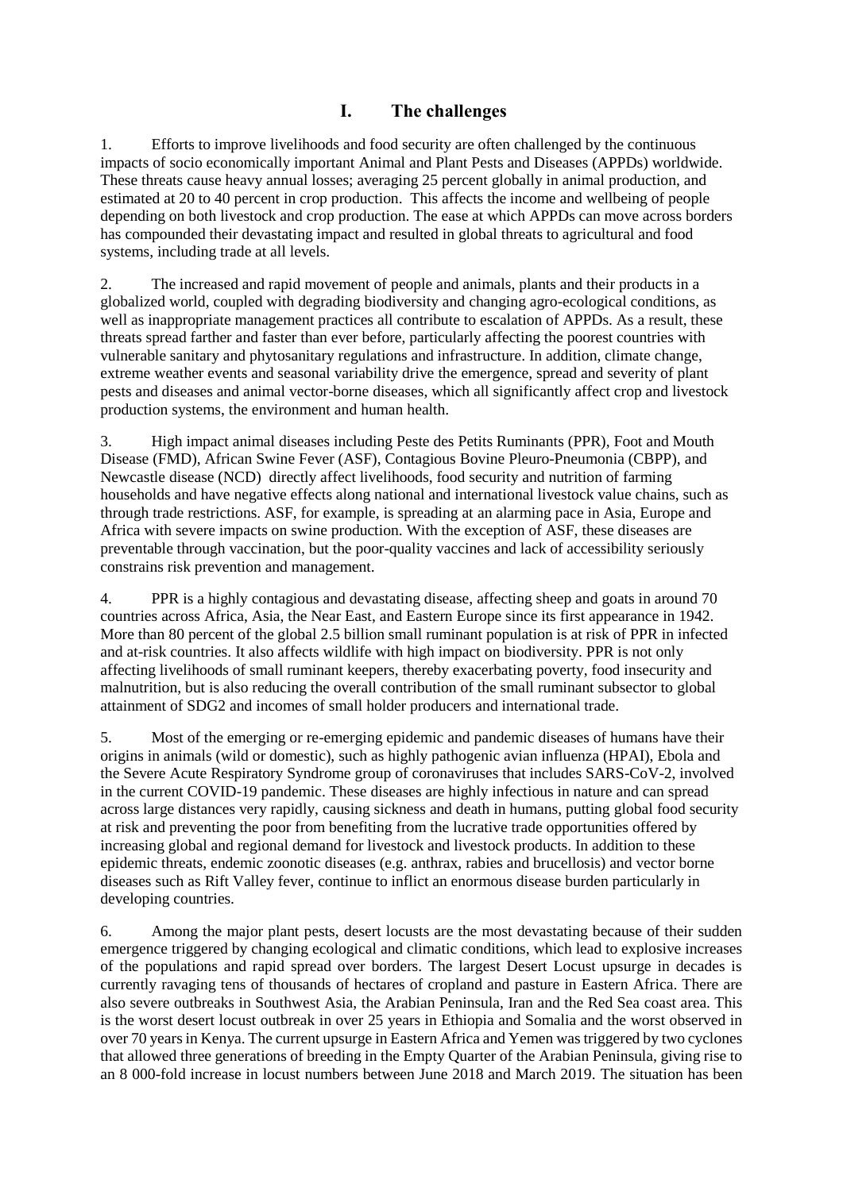## I. The challenges

1. Efforts to improve livelihoods and food security are often challenged by the continuous impacts of socio economically important Animal and Plant Pests and Diseases (APPDs) worldwide. These threats cause heavy annual losses; averaging 25 percent globally in animal production, and estimated at 20 to 40 percent in crop production. This affects the income and wellbeing of people depending on both livestock and crop production. The ease at which APPDs can move across borders has compounded their devastating impact and resulted in global threats to agricultural and food systems, including trade at all levels.

2. The increased and rapid movement of people and animals, plants and their products in a globalized world, coupled with degrading biodiversity and changing agro-ecological conditions, as well as inappropriate management practices all contribute to escalation of APPDs. As a result, these threats spread farther and faster than ever before, particularly affecting the poorest countries with vulnerable sanitary and phytosanitary regulations and infrastructure. In addition, climate change, extreme weather events and seasonal variability drive the emergence, spread and severity of plant pests and diseases and animal vector-borne diseases, which all significantly affect crop and livestock production systems, the environment and human health.

3. High impact animal diseases including Peste des Petits Ruminants (PPR), Foot and Mouth Disease (FMD), African Swine Fever (ASF), Contagious Bovine Pleuro-Pneumonia (CBPP), and Newcastle disease (NCD) directly affect livelihoods, food security and nutrition of farming households and have negative effects along national and international livestock value chains, such as through trade restrictions. ASF, for example, is spreading at an alarming pace in Asia, Europe and Africa with severe impacts on swine production. With the exception of ASF, these diseases are preventable through vaccination, but the poor-quality vaccines and lack of accessibility seriously constrains risk prevention and management.

4. PPR is a highly contagious and devastating disease, affecting sheep and goats in around 70 countries across Africa, Asia, the Near East, and Eastern Europe since its first appearance in 1942. More than 80 percent of the global 2.5 billion small ruminant population is at risk of PPR in infected and at-risk countries. It also affects wildlife with high impact on biodiversity. PPR is not only affecting livelihoods of small ruminant keepers, thereby exacerbating poverty, food insecurity and malnutrition, but is also reducing the overall contribution of the small ruminant subsector to global attainment of SDG2 and incomes of small holder producers and international trade.

5. Most of the emerging or re-emerging epidemic and pandemic diseases of humans have their origins in animals (wild or domestic), such as highly pathogenic avian influenza (HPAI), Ebola and the Severe Acute Respiratory Syndrome group of coronaviruses that includes SARS-CoV-2, involved in the current COVID-19 pandemic. These diseases are highly infectious in nature and can spread across large distances very rapidly, causing sickness and death in humans, putting global food security at risk and preventing the poor from benefiting from the lucrative trade opportunities offered by increasing global and regional demand for livestock and livestock products. In addition to these epidemic threats, endemic zoonotic diseases (e.g. anthrax, rabies and brucellosis) and vector borne diseases such as Rift Valley fever, continue to inflict an enormous disease burden particularly in developing countries.

6. Among the major plant pests, desert locusts are the most devastating because of their sudden emergence triggered by changing ecological and climatic conditions, which lead to explosive increases of the populations and rapid spread over borders. The largest Desert Locust upsurge in decades is currently ravaging tens of thousands of hectares of cropland and pasture in Eastern Africa. There are also severe outbreaks in Southwest Asia, the Arabian Peninsula, Iran and the Red Sea coast area. This is the worst desert locust outbreak in over 25 years in Ethiopia and Somalia and the worst observed in over 70 years in Kenya. The current upsurge in Eastern Africa and Yemen was triggered by two cyclones that allowed three generations of breeding in the Empty Quarter of the Arabian Peninsula, giving rise to an 8 000-fold increase in locust numbers between June 2018 and March 2019. The situation has been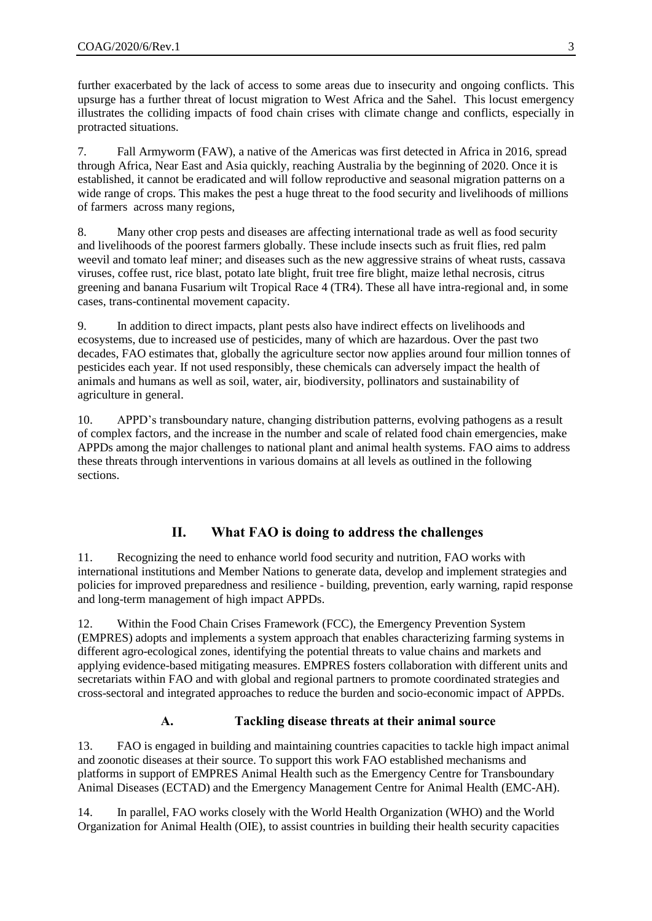further exacerbated by the lack of access to some areas due to insecurity and ongoing conflicts. This upsurge has a further threat of locust migration to West Africa and the Sahel. This locust emergency illustrates the colliding impacts of food chain crises with climate change and conflicts, especially in protracted situations.

7. Fall Armyworm (FAW), a native of the Americas was first detected in Africa in 2016, spread through Africa, Near East and Asia quickly, reaching Australia by the beginning of 2020. Once it is established, it cannot be eradicated and will follow reproductive and seasonal migration patterns on a wide range of crops. This makes the pest a huge threat to the food security and livelihoods of millions of farmers across many regions,

8. Many other crop pests and diseases are affecting international trade as well as food security and livelihoods of the poorest farmers globally. These include insects such as fruit flies, red palm weevil and tomato leaf miner; and diseases such as the new aggressive strains of wheat rusts, cassava viruses, coffee rust, rice blast, potato late blight, fruit tree fire blight, maize lethal necrosis, citrus greening and banana Fusarium wilt Tropical Race 4 (TR4). These all have intra-regional and, in some cases, trans-continental movement capacity.

9. In addition to direct impacts, plant pests also have indirect effects on livelihoods and ecosystems, due to increased use of pesticides, many of which are hazardous. Over the past two decades, FAO estimates that, globally the agriculture sector now applies around four million tonnes of pesticides each year. If not used responsibly, these chemicals can adversely impact the health of animals and humans as well as soil, water, air, biodiversity, pollinators and sustainability of agriculture in general.

10. APPD's transboundary nature, changing distribution patterns, evolving pathogens as a result of complex factors, and the increase in the number and scale of related food chain emergencies, make APPDs among the major challenges to national plant and animal health systems. FAO aims to address these threats through interventions in various domains at all levels as outlined in the following sections.

## II. What FAO is doing to address the challenges

11. Recognizing the need to enhance world food security and nutrition, FAO works with international institutions and Member Nations to generate data, develop and implement strategies and policies for improved preparedness and resilience - building, prevention, early warning, rapid response and long-term management of high impact APPDs.

12. Within the Food Chain Crises Framework (FCC), the Emergency Prevention System (EMPRES) adopts and implements a system approach that enables characterizing farming systems in different agro-ecological zones, identifying the potential threats to value chains and markets and applying evidence-based mitigating measures. EMPRES fosters collaboration with different units and secretariats within FAO and with global and regional partners to promote coordinated strategies and cross-sectoral and integrated approaches to reduce the burden and socio-economic impact of APPDs.

### A. Tackling disease threats at their animal source

13. FAO is engaged in building and maintaining countries capacities to tackle high impact animal and zoonotic diseases at their source. To support this work FAO established mechanisms and platforms in support of EMPRES Animal Health such as the Emergency Centre for Transboundary Animal Diseases (ECTAD) and the Emergency Management Centre for Animal Health (EMC-AH).

14. In parallel, FAO works closely with the World Health Organization (WHO) and the World Organization for Animal Health (OIE), to assist countries in building their health security capacities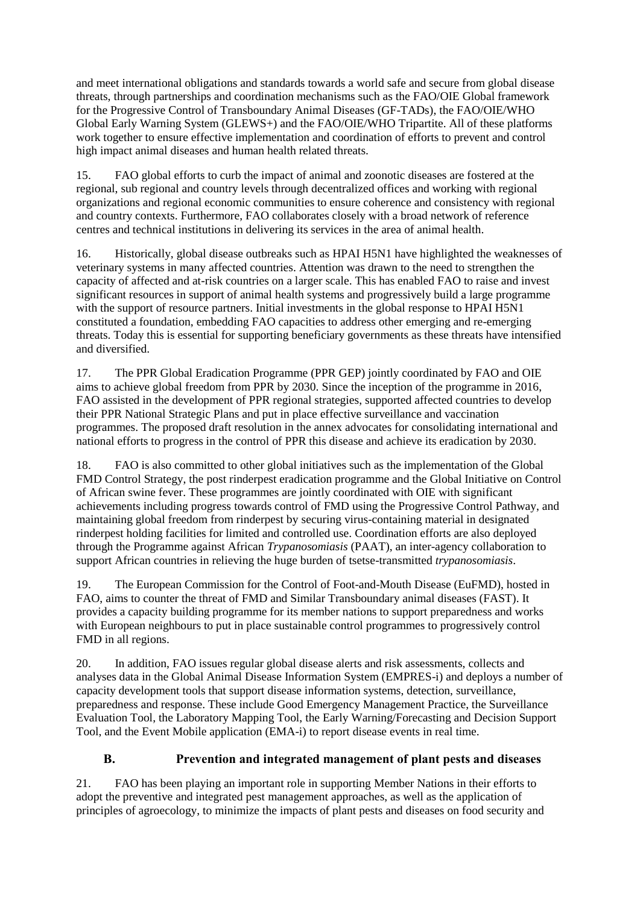and meet international obligations and standards towards a world safe and secure from global disease threats, through partnerships and coordination mechanisms such as the FAO/OIE Global framework for the Progressive Control of Transboundary Animal Diseases (GF-TADs), the FAO/OIE/WHO Global Early Warning System (GLEWS+) and the FAO/OIE/WHO Tripartite. All of these platforms work together to ensure effective implementation and coordination of efforts to prevent and control high impact animal diseases and human health related threats.

15. FAO global efforts to curb the impact of animal and zoonotic diseases are fostered at the regional, sub regional and country levels through decentralized offices and working with regional organizations and regional economic communities to ensure coherence and consistency with regional and country contexts. Furthermore, FAO collaborates closely with a broad network of reference centres and technical institutions in delivering its services in the area of animal health.

16. Historically, global disease outbreaks such as HPAI H5N1 have highlighted the weaknesses of veterinary systems in many affected countries. Attention was drawn to the need to strengthen the capacity of affected and at-risk countries on a larger scale. This has enabled FAO to raise and invest significant resources in support of animal health systems and progressively build a large programme with the support of resource partners. Initial investments in the global response to HPAI H5N1 constituted a foundation, embedding FAO capacities to address other emerging and re-emerging threats. Today this is essential for supporting beneficiary governments as these threats have intensified and diversified.

17. The PPR Global Eradication Programme (PPR GEP) jointly coordinated by FAO and OIE aims to achieve global freedom from PPR by 2030. Since the inception of the programme in 2016, FAO assisted in the development of PPR regional strategies, supported affected countries to develop their PPR National Strategic Plans and put in place effective surveillance and vaccination programmes. The proposed draft resolution in the annex advocates for consolidating international and national efforts to progress in the control of PPR this disease and achieve its eradication by 2030.

18. FAO is also committed to other global initiatives such as the implementation of the Global FMD Control Strategy, the post rinderpest eradication programme and the Global Initiative on Control of African swine fever. These programmes are jointly coordinated with OIE with significant achievements including progress towards control of FMD using the Progressive Control Pathway, and maintaining global freedom from rinderpest by securing virus-containing material in designated rinderpest holding facilities for limited and controlled use. Coordination efforts are also deployed through the Programme against African *Trypanosomiasis* (PAAT), an inter-agency collaboration to support African countries in relieving the huge burden of tsetse-transmitted *trypanosomiasis*.

19. The European Commission for the Control of Foot-and-Mouth Disease (EuFMD), hosted in FAO, aims to counter the threat of FMD and Similar Transboundary animal diseases (FAST). It provides a capacity building programme for its member nations to support preparedness and works with European neighbours to put in place sustainable control programmes to progressively control FMD in all regions.

20. In addition, FAO issues regular global disease alerts and risk assessments, collects and analyses data in the Global Animal Disease Information System (EMPRES-i) and deploys a number of capacity development tools that support disease information systems, detection, surveillance, preparedness and response. These include Good Emergency Management Practice, the Surveillance Evaluation Tool, the Laboratory Mapping Tool, the Early Warning/Forecasting and Decision Support Tool, and the Event Mobile application (EMA-i) to report disease events in real time.

## B. Prevention and integrated management of plant pests and diseases

21. FAO has been playing an important role in supporting Member Nations in their efforts to adopt the preventive and integrated pest management approaches, as well as the application of principles of agroecology, to minimize the impacts of plant pests and diseases on food security and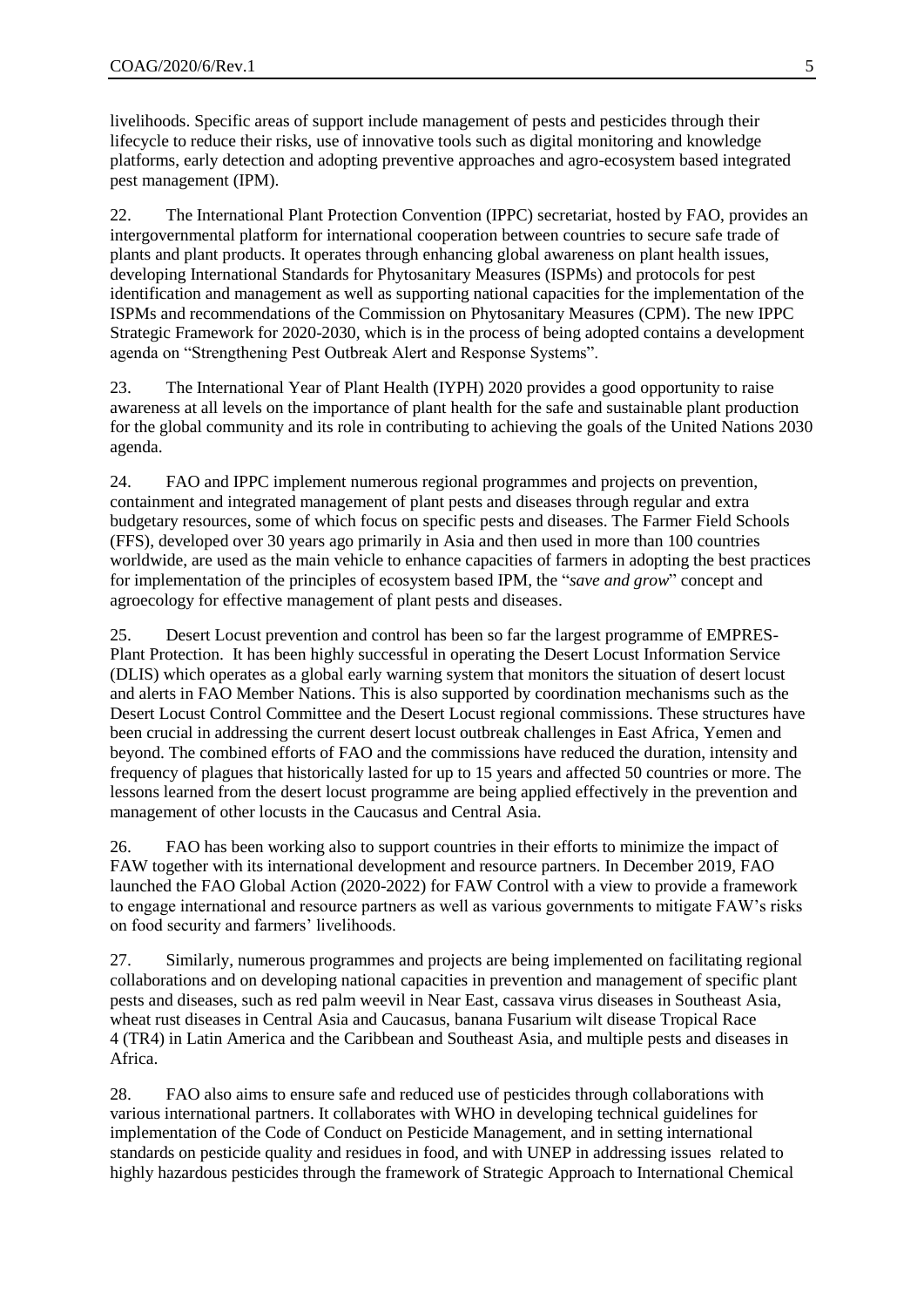livelihoods. Specific areas of support include management of pests and pesticides through their lifecycle to reduce their risks, use of innovative tools such as digital monitoring and knowledge platforms, early detection and adopting preventive approaches and agro-ecosystem based integrated pest management (IPM).

22. The International Plant Protection Convention (IPPC) secretariat, hosted by FAO, provides an intergovernmental platform for international cooperation between countries to secure safe trade of plants and plant products. It operates through enhancing global awareness on plant health issues, developing International Standards for Phytosanitary Measures (ISPMs) and protocols for pest identification and management as well as supporting national capacities for the implementation of the ISPMs and recommendations of the Commission on Phytosanitary Measures (CPM). The new IPPC Strategic Framework for 2020-2030, which is in the process of being adopted contains a development agenda on "Strengthening Pest Outbreak Alert and Response Systems".

23. The International Year of Plant Health (IYPH) 2020 provides a good opportunity to raise awareness at all levels on the importance of plant health for the safe and sustainable plant production for the global community and its role in contributing to achieving the goals of the United Nations 2030 agenda.

24. FAO and IPPC implement numerous regional programmes and projects on prevention, containment and integrated management of plant pests and diseases through regular and extra budgetary resources, some of which focus on specific pests and diseases. The Farmer Field Schools (FFS), developed over 30 years ago primarily in Asia and then used in more than 100 countries worldwide, are used as the main vehicle to enhance capacities of farmers in adopting the best practices for implementation of the principles of ecosystem based IPM, the "*save and grow*" concept and agroecology for effective management of plant pests and diseases.

25. Desert Locust prevention and control has been so far the largest programme of EMPRES-Plant Protection. It has been highly successful in operating the Desert Locust Information Service (DLIS) which operates as a global early warning system that monitors the situation of desert locust and alerts in FAO Member Nations. This is also supported by coordination mechanisms such as the Desert Locust Control Committee and the Desert Locust regional commissions. These structures have been crucial in addressing the current desert locust outbreak challenges in East Africa, Yemen and beyond. The combined efforts of FAO and the commissions have reduced the duration, intensity and frequency of plagues that historically lasted for up to 15 years and affected 50 countries or more. The lessons learned from the desert locust programme are being applied effectively in the prevention and management of other locusts in the Caucasus and Central Asia.

26. FAO has been working also to support countries in their efforts to minimize the impact of FAW together with its international development and resource partners. In December 2019, FAO launched the FAO Global Action (2020-2022) for FAW Control with a view to provide a framework to engage international and resource partners as well as various governments to mitigate FAW's risks on food security and farmers' livelihoods.

27. Similarly, numerous programmes and projects are being implemented on facilitating regional collaborations and on developing national capacities in prevention and management of specific plant pests and diseases, such as red palm weevil in Near East, cassava virus diseases in Southeast Asia, wheat rust diseases in Central Asia and Caucasus, banana Fusarium wilt disease Tropical Race 4 (TR4) in Latin America and the Caribbean and Southeast Asia, and multiple pests and diseases in Africa.

28. FAO also aims to ensure safe and reduced use of pesticides through collaborations with various international partners. It collaborates with WHO in developing technical guidelines for implementation of the Code of Conduct on Pesticide Management, and in setting international standards on pesticide quality and residues in food, and with UNEP in addressing issues related to highly hazardous pesticides through the framework of Strategic Approach to International Chemical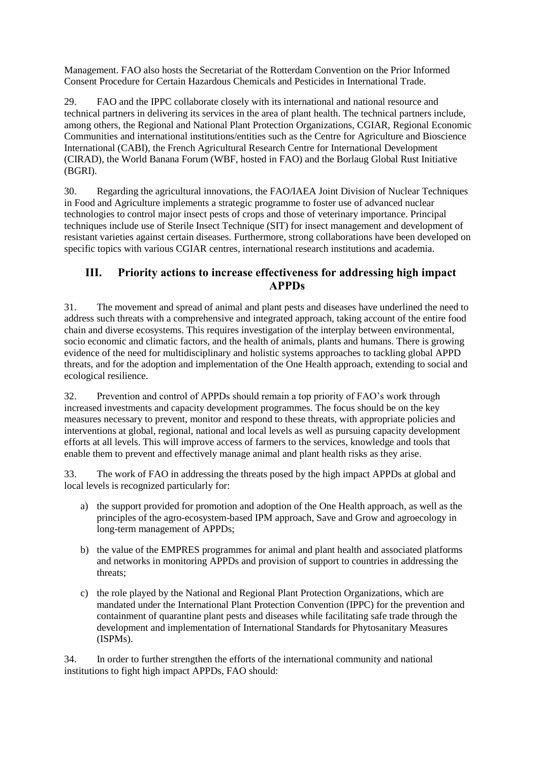Management. FAO also hosts the Secretariat of the Rotterdam Convention on the Prior Informed Consent Procedure for Certain Hazardous Chemicals and Pesticides in International Trade.

29. FAO and the IPPC collaborate closely with its international and national resource and technical partners in delivering its services in the area of plant health. The technical partners include, among others, the Regional and National Plant Protection Organizations, CGIAR, Regional Economic Communities and international institutions/entities such as the Centre for Agriculture and Bioscience International (CABI), the French Agricultural Research Centre for International Development (CIRAD), the World Banana Forum (WBF, hosted in FAO) and the Borlaug Global Rust Initiative (BGRI).

30. Regarding the agricultural innovations, the FAO/IAEA Joint Division of Nuclear Techniques in Food and Agriculture implements a strategic programme to foster use of advanced nuclear technologies to control major insect pests of crops and those of veterinary importance. Principal techniques include use of Sterile Insect Technique (SIT) for insect management and development of resistant varieties against certain diseases. Furthermore, strong collaborations have been developed on specific topics with various CGIAR centres, international research institutions and academia.

## III. Priority actions to increase effectiveness for addressing high impact APPDs

31. The movement and spread of animal and plant pests and diseases have underlined the need to address such threats with a comprehensive and integrated approach, taking account of the entire food chain and diverse ecosystems. This requires investigation of the interplay between environmental, socio economic and climatic factors, and the health of animals, plants and humans. There is growing evidence of the need for multidisciplinary and holistic systems approaches to tackling global APPD threats, and for the adoption and implementation of the One Health approach, extending to social and ecological resilience.

32. Prevention and control of APPDs should remain a top priority of FAO's work through increased investments and capacity development programmes. The focus should be on the key measures necessary to prevent, monitor and respond to these threats, with appropriate policies and interventions at global, regional, national and local levels as well as pursuing capacity development efforts at all levels. This will improve access of farmers to the services, knowledge and tools that enable them to prevent and effectively manage animal and plant health risks as they arise.

33. The work of FAO in addressing the threats posed by the high impact APPDs at global and local levels is recognized particularly for:

a) the support provided for promotion and adoption of the One Health approach, as well as the principles of the agro-ecosystem-based IPM approach, Save and Grow and agroecology in long-term management of APPDs;

b) the value of the EMPRES programmes for animal and plant health and associated platforms and networks in monitoring APPDs and provision of support to countries in addressing the threats;

c) the role played by the National and Regional Plant Protection Organizations, which are mandated under the International Plant Protection Convention (IPPC) for the prevention and containment of quarantine plant pests and diseases while facilitating safe trade through the development and implementation of International Standards for Phytosanitary Measures (ISPMs).

34. In order to further strengthen the efforts of the international community and national institutions to fight high impact APPDs, FAO should: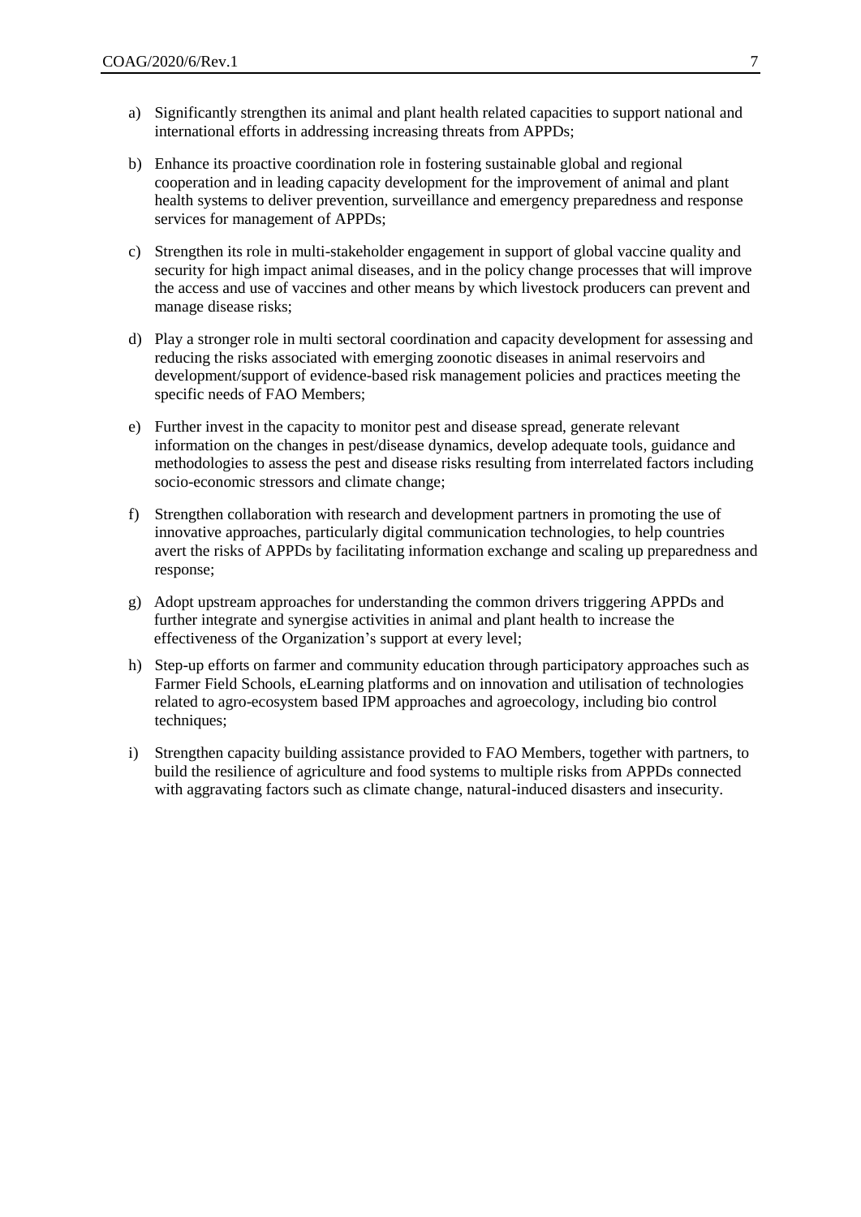a) Significantly strengthen its animal and plant health related capacities to support national and international efforts in addressing increasing threats from APPDs;

b) Enhance its proactive coordination role in fostering sustainable global and regional cooperation and in leading capacity development for the improvement of animal and plant health systems to deliver prevention, surveillance and emergency preparedness and response services for management of APPDs;

c) Strengthen its role in multi-stakeholder engagement in support of global vaccine quality and security for high impact animal diseases, and in the policy change processes that will improve the access and use of vaccines and other means by which livestock producers can prevent and manage disease risks;

d) Play a stronger role in multi sectoral coordination and capacity development for assessing and reducing the risks associated with emerging zoonotic diseases in animal reservoirs and development/support of evidence-based risk management policies and practices meeting the specific needs of FAO Members;

e) Further invest in the capacity to monitor pest and disease spread, generate relevant information on the changes in pest/disease dynamics, develop adequate tools, guidance and methodologies to assess the pest and disease risks resulting from interrelated factors including socio-economic stressors and climate change;

f) Strengthen collaboration with research and development partners in promoting the use of innovative approaches, particularly digital communication technologies, to help countries avert the risks of APPDs by facilitating information exchange and scaling up preparedness and response;

g) Adopt upstream approaches for understanding the common drivers triggering APPDs and further integrate and synergise activities in animal and plant health to increase the effectiveness of the Organization's support at every level;

h) Step-up efforts on farmer and community education through participatory approaches such as Farmer Field Schools, eLearning platforms and on innovation and utilisation of technologies related to agro-ecosystem based IPM approaches and agroecology, including bio control techniques;

i) Strengthen capacity building assistance provided to FAO Members, together with partners, to build the resilience of agriculture and food systems to multiple risks from APPDs connected with aggravating factors such as climate change, natural-induced disasters and insecurity.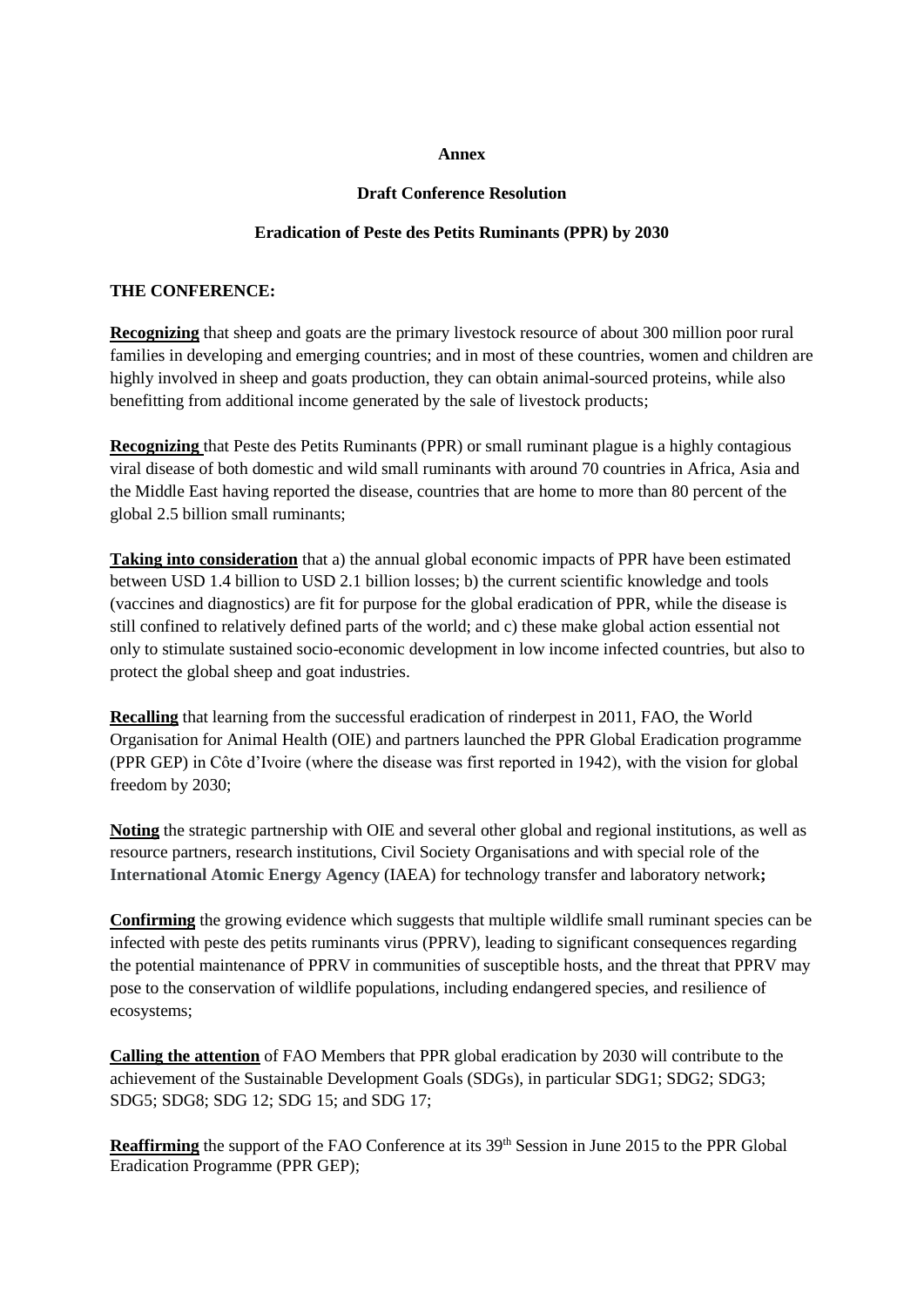**Annex**

**Draft Conference Resolution**

**Eradication of Peste des Petits Ruminants (PPR) by 2030**

**THE CONFERENCE:**

**Recognizing** that sheep and goats are the primary livestock resource of about 300 million poor rural families in developing and emerging countries; and in most of these countries, women and children are highly involved in sheep and goats production, they can obtain animal-sourced proteins, while also benefitting from additional income generated by the sale of livestock products;

**Recognizing** that Peste des Petits Ruminants (PPR) or small ruminant plague is a highly contagious viral disease of both domestic and wild small ruminants with around 70 countries in Africa, Asia and the Middle East having reported the disease, countries that are home to more than 80 percent of the global 2.5 billion small ruminants;

**Taking into consideration** that a) the annual global economic impacts of PPR have been estimated between USD 1.4 billion to USD 2.1 billion losses; b) the current scientific knowledge and tools (vaccines and diagnostics) are fit for purpose for the global eradication of PPR, while the disease is still confined to relatively defined parts of the world; and c) these make global action essential not only to stimulate sustained socio-economic development in low income infected countries, but also to protect the global sheep and goat industries.

**Recalling** that learning from the successful eradication of rinderpest in 2011, FAO, the World Organisation for Animal Health (OIE) and partners launched the PPR Global Eradication programme (PPR GEP) in Côte d'Ivoire (where the disease was first reported in 1942), with the vision for global freedom by 2030;

**Noting** the strategic partnership with OIE and several other global and regional institutions, as well as resource partners, research institutions, Civil Society Organisations and with special role of the **International Atomic Energy Agency** (IAEA) for technology transfer and laboratory network**;**

**Confirming** the growing evidence which suggests that multiple wildlife small ruminant species can be infected with peste des petits ruminants virus (PPRV), leading to significant consequences regarding the potential maintenance of PPRV in communities of susceptible hosts, and the threat that PPRV may pose to the conservation of wildlife populations, including endangered species, and resilience of ecosystems;

**Calling the attention** of FAO Members that PPR global eradication by 2030 will contribute to the achievement of the Sustainable Development Goals (SDGs), in particular SDG1; SDG2; SDG3; SDG5; SDG8; SDG 12; SDG 15; and SDG 17;

**Reaffirming** the support of the FAO Conference at its 39th Session in June 2015 to the PPR Global Eradication Programme (PPR GEP);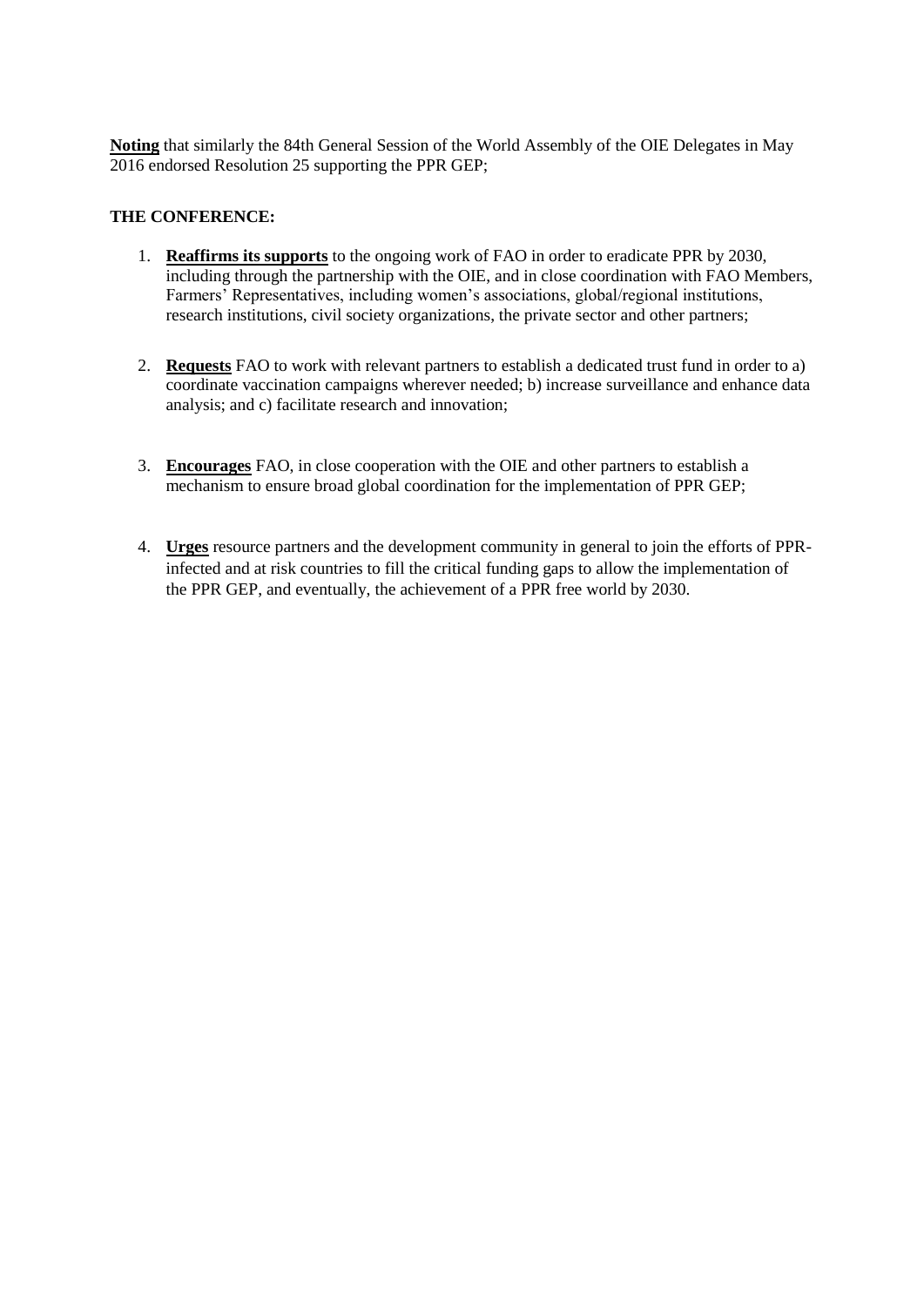**Noting** that similarly the 84th General Session of the World Assembly of the OIE Delegates in May 2016 endorsed Resolution 25 supporting the PPR GEP;

**THE CONFERENCE:**

1. **Reaffirms its supports** to the ongoing work of FAO in order to eradicate PPR by 2030, including through the partnership with the OIE, and in close coordination with FAO Members, Farmers' Representatives, including women's associations, global/regional institutions, research institutions, civil society organizations, the private sector and other partners;

2. **Requests** FAO to work with relevant partners to establish a dedicated trust fund in order to a) coordinate vaccination campaigns wherever needed; b) increase surveillance and enhance data analysis; and c) facilitate research and innovation;

3. **Encourages** FAO, in close cooperation with the OIE and other partners to establish a mechanism to ensure broad global coordination for the implementation of PPR GEP;

4. **Urges** resource partners and the development community in general to join the efforts of PPR-infected and at risk countries to fill the critical funding gaps to allow the implementation of the PPR GEP, and eventually, the achievement of a PPR free world by 2030.